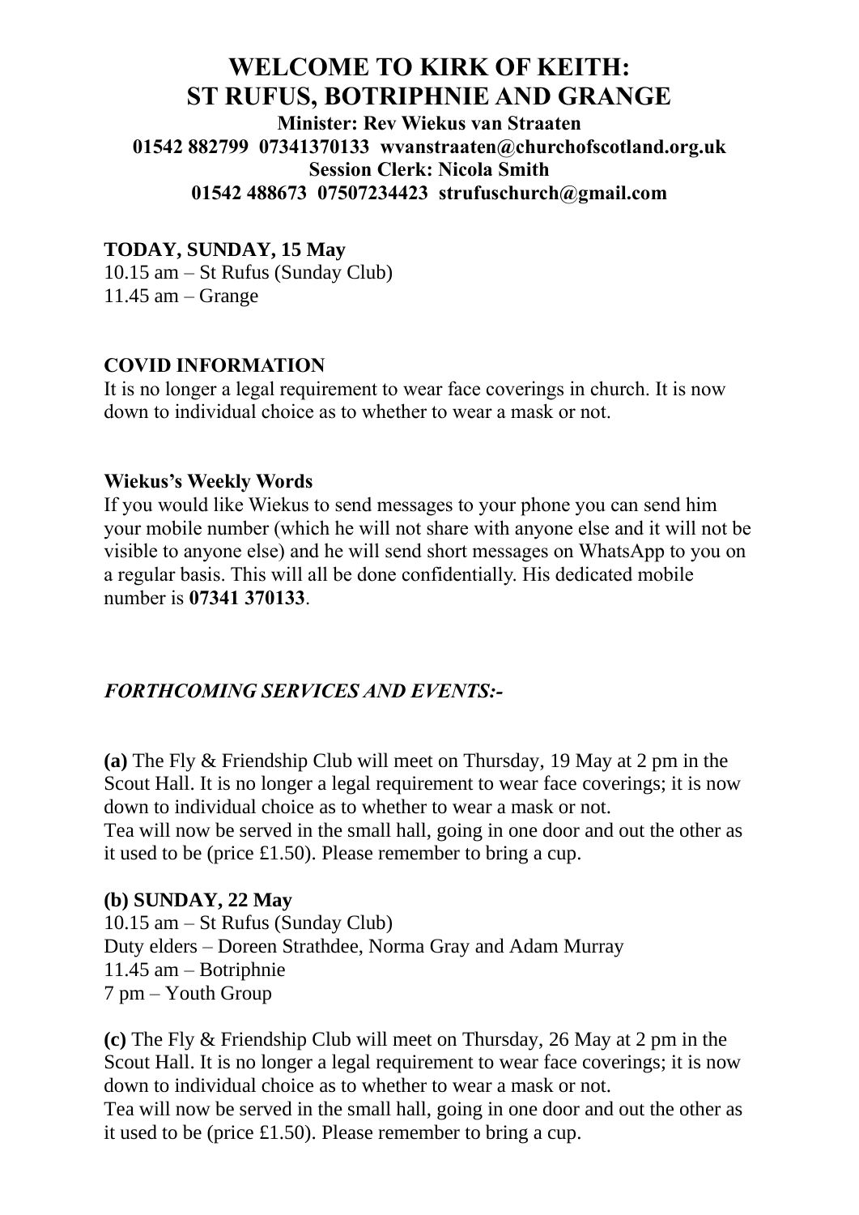# WELCOME TO KIRK OF KEITH: ST RUFUS, BOTRIPHNIE AND GRANGE

**Minister: Rev Wiekus van Straaten**
**01542 882799 07341370133 wvanstraaten@churchofscotland.org.uk**
**Session Clerk: Nicola Smith**
**01542 488673 07507234423 strufuschurch@gmail.com**

**TODAY, SUNDAY, 15 May**
10.15 am – St Rufus (Sunday Club)
11.45 am – Grange

**COVID INFORMATION**
It is no longer a legal requirement to wear face coverings in church. It is now down to individual choice as to whether to wear a mask or not.

**Wiekus's Weekly Words**
If you would like Wiekus to send messages to your phone you can send him your mobile number (which he will not share with anyone else and it will not be visible to anyone else) and he will send short messages on WhatsApp to you on a regular basis. This will all be done confidentially. His dedicated mobile number is **07341 370133**.

***FORTHCOMING SERVICES AND EVENTS:-***

**(a)** The Fly & Friendship Club will meet on Thursday, 19 May at 2 pm in the Scout Hall. It is no longer a legal requirement to wear face coverings; it is now down to individual choice as to whether to wear a mask or not.
Tea will now be served in the small hall, going in one door and out the other as it used to be (price £1.50). Please remember to bring a cup.

**(b) SUNDAY, 22 May**
10.15 am – St Rufus (Sunday Club)
Duty elders – Doreen Strathdee, Norma Gray and Adam Murray
11.45 am – Botriphnie
7 pm – Youth Group

**(c)** The Fly & Friendship Club will meet on Thursday, 26 May at 2 pm in the Scout Hall. It is no longer a legal requirement to wear face coverings; it is now down to individual choice as to whether to wear a mask or not.
Tea will now be served in the small hall, going in one door and out the other as it used to be (price £1.50). Please remember to bring a cup.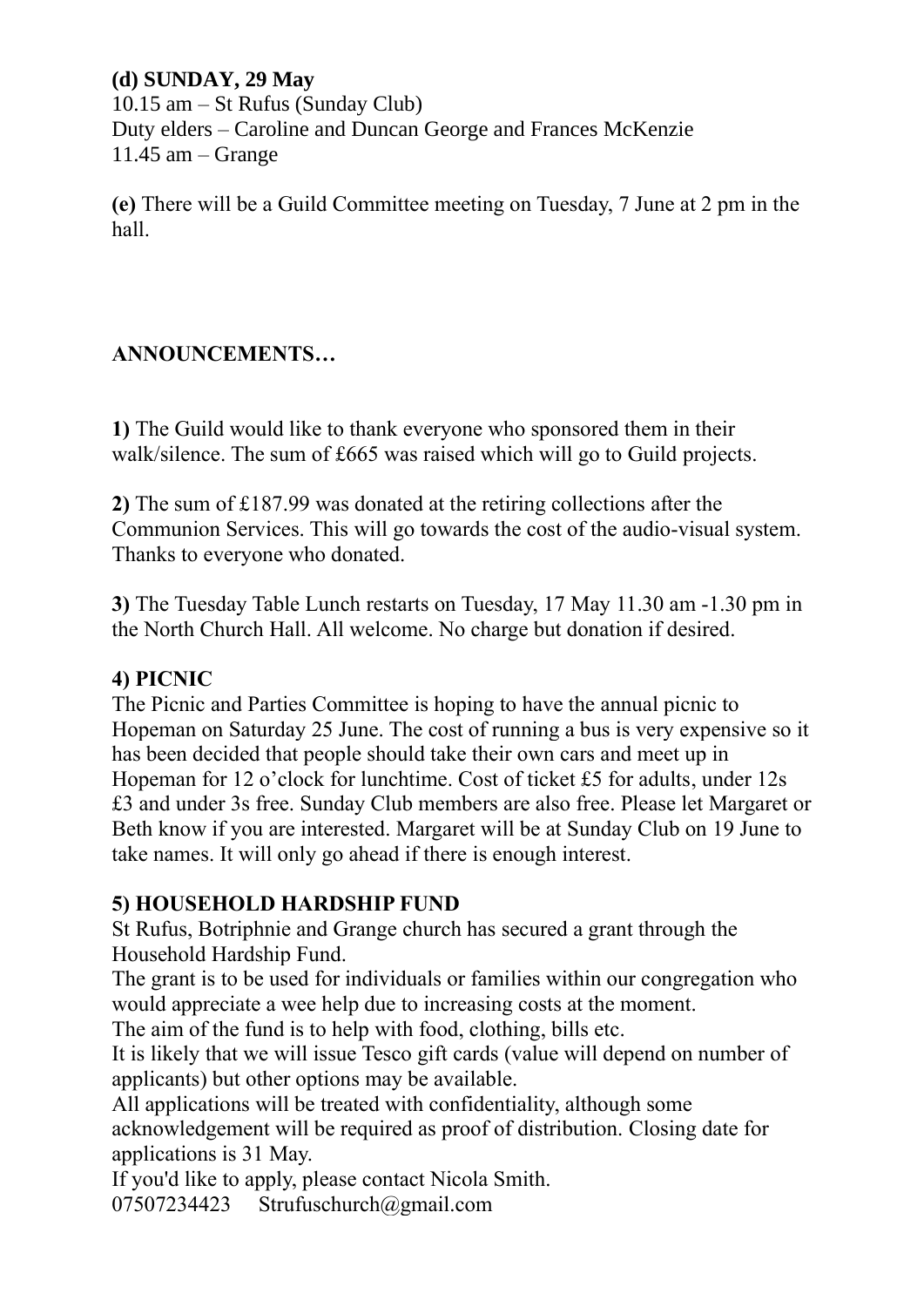**(d) SUNDAY, 29 May**
10.15 am – St Rufus (Sunday Club)
Duty elders – Caroline and Duncan George and Frances McKenzie
11.45 am – Grange

**(e)** There will be a Guild Committee meeting on Tuesday, 7 June at 2 pm in the hall.

**ANNOUNCEMENTS…**

**1)** The Guild would like to thank everyone who sponsored them in their walk/silence. The sum of £665 was raised which will go to Guild projects.

**2)** The sum of £187.99 was donated at the retiring collections after the Communion Services. This will go towards the cost of the audio-visual system. Thanks to everyone who donated.

**3)** The Tuesday Table Lunch restarts on Tuesday, 17 May 11.30 am -1.30 pm in the North Church Hall. All welcome. No charge but donation if desired.

**4) PICNIC**
The Picnic and Parties Committee is hoping to have the annual picnic to Hopeman on Saturday 25 June. The cost of running a bus is very expensive so it has been decided that people should take their own cars and meet up in Hopeman for 12 o'clock for lunchtime. Cost of ticket £5 for adults, under 12s £3 and under 3s free. Sunday Club members are also free. Please let Margaret or Beth know if you are interested. Margaret will be at Sunday Club on 19 June to take names. It will only go ahead if there is enough interest.

**5) HOUSEHOLD HARDSHIP FUND**
St Rufus, Botriphnie and Grange church has secured a grant through the Household Hardship Fund.
The grant is to be used for individuals or families within our congregation who would appreciate a wee help due to increasing costs at the moment.
The aim of the fund is to help with food, clothing, bills etc.
It is likely that we will issue Tesco gift cards (value will depend on number of applicants) but other options may be available.
All applications will be treated with confidentiality, although some acknowledgement will be required as proof of distribution. Closing date for applications is 31 May.
If you'd like to apply, please contact Nicola Smith.
07507234423 Strufuschurch@gmail.com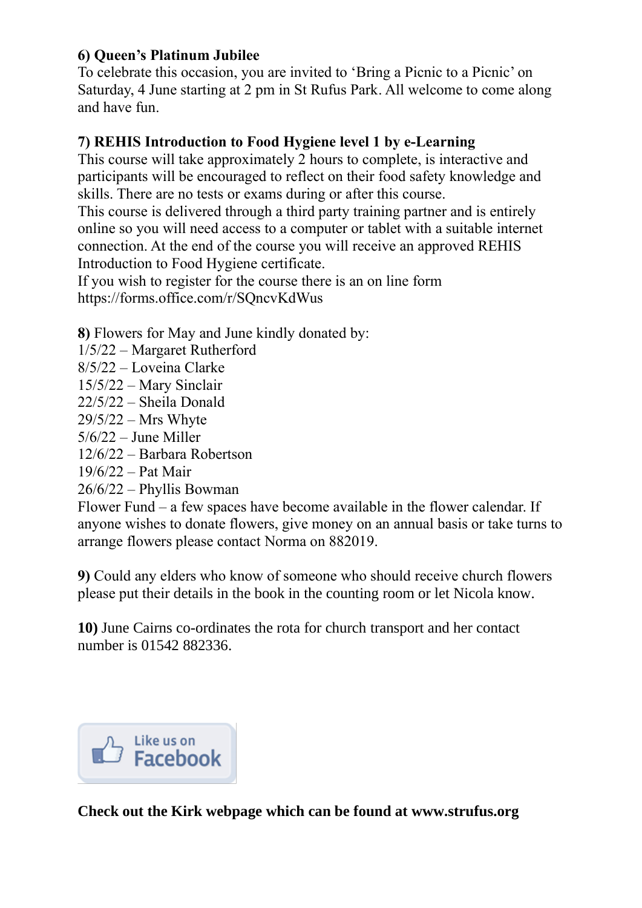**6) Queen's Platinum Jubilee**

To celebrate this occasion, you are invited to 'Bring a Picnic to a Picnic' on Saturday, 4 June starting at 2 pm in St Rufus Park. All welcome to come along and have fun.

**7) REHIS Introduction to Food Hygiene level 1 by e-Learning**

This course will take approximately 2 hours to complete, is interactive and participants will be encouraged to reflect on their food safety knowledge and skills. There are no tests or exams during or after this course.
This course is delivered through a third party training partner and is entirely online so you will need access to a computer or tablet with a suitable internet connection. At the end of the course you will receive an approved REHIS Introduction to Food Hygiene certificate.
If you wish to register for the course there is an on line form https://forms.office.com/r/SQncvKdWus

**8)** Flowers for May and June kindly donated by:
1/5/22 – Margaret Rutherford
8/5/22 – Loveina Clarke
15/5/22 – Mary Sinclair
22/5/22 – Sheila Donald
29/5/22 – Mrs Whyte
5/6/22 – June Miller
12/6/22 – Barbara Robertson
19/6/22 – Pat Mair
26/6/22 – Phyllis Bowman
Flower Fund – a few spaces have become available in the flower calendar. If anyone wishes to donate flowers, give money on an annual basis or take turns to arrange flowers please contact Norma on 882019.

**9)** Could any elders who know of someone who should receive church flowers please put their details in the book in the counting room or let Nicola know.

**10)** June Cairns co-ordinates the rota for church transport and her contact number is 01542 882336.

Like us on Facebook

**Check out the Kirk webpage which can be found at www.strufus.org**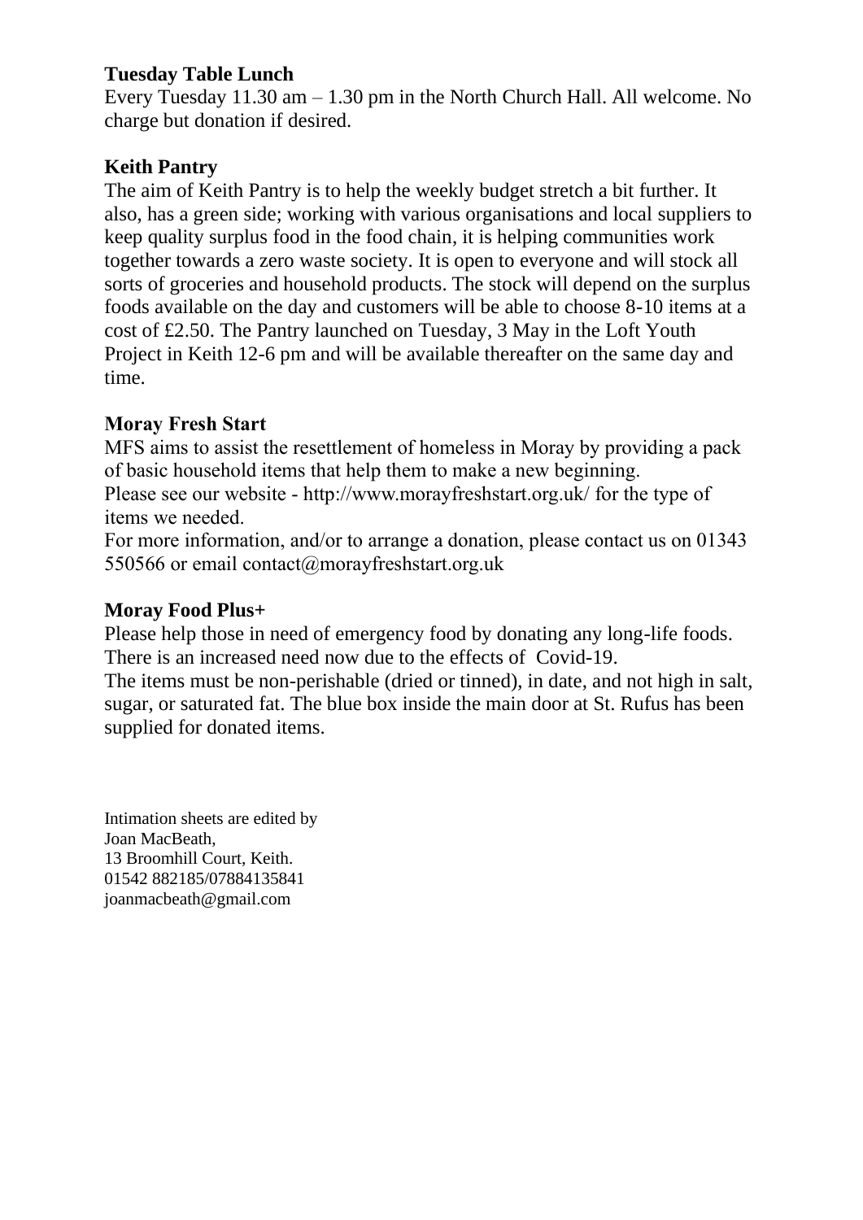**Tuesday Table Lunch**

Every Tuesday 11.30 am – 1.30 pm in the North Church Hall. All welcome. No charge but donation if desired.

**Keith Pantry**

The aim of Keith Pantry is to help the weekly budget stretch a bit further. It also, has a green side; working with various organisations and local suppliers to keep quality surplus food in the food chain, it is helping communities work together towards a zero waste society. It is open to everyone and will stock all sorts of groceries and household products. The stock will depend on the surplus foods available on the day and customers will be able to choose 8-10 items at a cost of £2.50. The Pantry launched on Tuesday, 3 May in the Loft Youth Project in Keith 12-6 pm and will be available thereafter on the same day and time.

**Moray Fresh Start**

MFS aims to assist the resettlement of homeless in Moray by providing a pack of basic household items that help them to make a new beginning.

Please see our website - http://www.morayfreshstart.org.uk/ for the type of items we needed.

For more information, and/or to arrange a donation, please contact us on 01343 550566 or email contact@morayfreshstart.org.uk

**Moray Food Plus+**

Please help those in need of emergency food by donating any long-life foods. There is an increased need now due to the effects of Covid-19.

The items must be non-perishable (dried or tinned), in date, and not high in salt, sugar, or saturated fat. The blue box inside the main door at St. Rufus has been supplied for donated items.

Intimation sheets are edited by
Joan MacBeath,
13 Broomhill Court, Keith.
01542 882185/07884135841
joanmacbeath@gmail.com